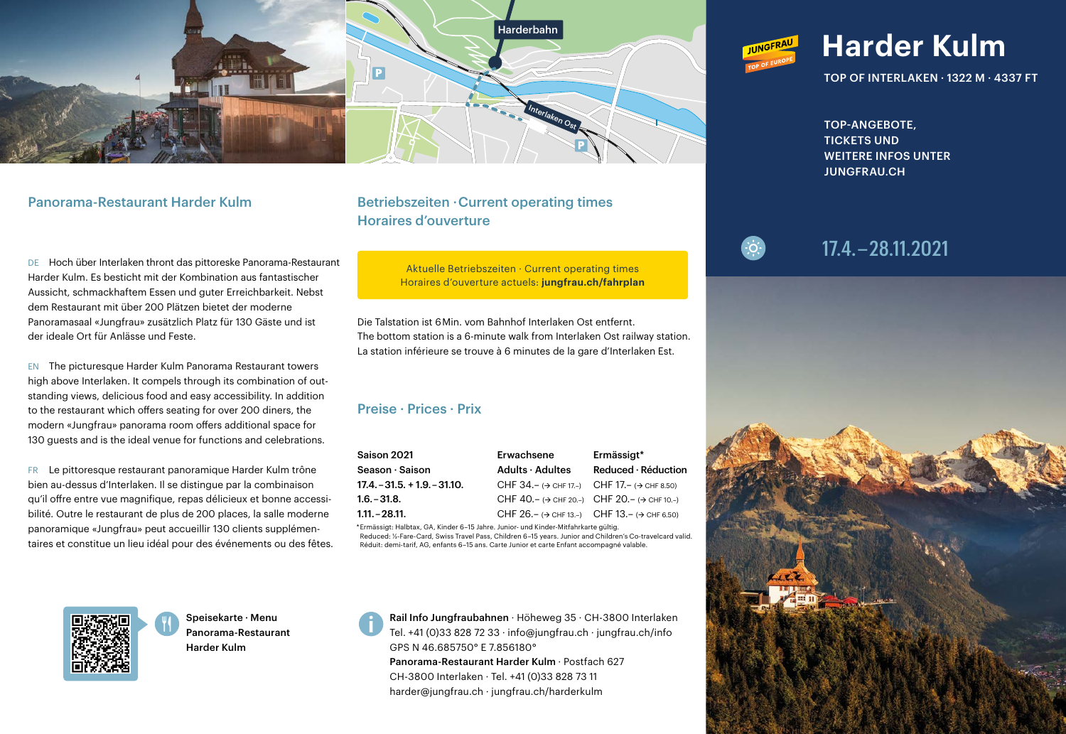# Harder Kulm

TOP OF INTERLAKEN · 1322 M · 4337 FT

TOP-ANGEBOTE, TICKETS UND WEITERE INFOS UNTER JUNGFRAU.CH

17.4.–28.11.2021

## Panorama-Restaurant Harder Kulm

DE Hoch über Interlaken thront das pittoreske Panorama-Restaurant Harder Kulm. Es besticht mit der Kombination aus fantastischer Aussicht, schmackhaftem Essen und guter Erreichbarkeit. Nebst dem Restaurant mit über 200 Plätzen bietet der moderne Panoramasaal «Jungfrau» zusätzlich Platz für 130 Gäste und ist der ideale Ort für Anlässe und Feste.

EN The picturesque Harder Kulm Panorama Restaurant towers high above Interlaken. It compels through its combination of outstanding views, delicious food and easy accessibility. In addition to the restaurant which offers seating for over 200 diners, the modern «Jungfrau» panorama room offers additional space for 130 guests and is the ideal venue for functions and celebrations.

FR Le pittoresque restaurant panoramique Harder Kulm trône bien au-dessus d'Interlaken. Il se distingue par la combinaison qu'il offre entre vue magnifique, repas délicieux et bonne accessibilité. Outre le restaurant de plus de 200 places, la salle moderne panoramique «Jungfrau» peut accueillir 130 clients supplémentaires et constitue un lieu idéal pour des événements ou des fêtes.

**Speisekarte · Menu Panorama-Restaurant Harder Kulm**

## Betriebszeiten · Current operating times Horaires d'ouverture

Aktuelle Betriebszeiten · Current operating times
Horaires d'ouverture actuels: **jungfrau.ch/fahrplan**

Die Talstation ist 6 Min. vom Bahnhof Interlaken Ost entfernt.
The bottom station is a 6-minute walk from Interlaken Ost railway station.
La station inférieure se trouve à 6 minutes de la gare d'Interlaken Est.

## Preise · Prices · Prix

| Saison 2021<br>Season · Saison | Erwachsene<br>Adults · Adultes | Ermässigt*<br>Reduced · Réduction |
|---|---|---|
| **17.4.–31.5. + 1.9.–31.10.** | CHF 34.– (→ CHF 17.–) | CHF 17.– (→ CHF 8.50) |
| **1.6.–31.8.** | CHF 40.– (→ CHF 20.–) | CHF 20.– (→ CHF 10.–) |
| **1.11.–28.11.** | CHF 26.– (→ CHF 13.–) | CHF 13.– (→ CHF 6.50) |

*Ermässigt: Halbtax, GA, Kinder 6–15 Jahre. Junior- und Kinder-Mitfahrkarte gültig.
Reduced: ½-Fare-Card, Swiss Travel Pass, Children 6–15 years. Junior and Children's Co-travelcard valid.
Réduit: demi-tarif, AG, enfants 6–15 ans. Carte Junior et carte Enfant accompagné valable.

**Rail Info Jungfraubahnen** · Höheweg 35 · CH-3800 Interlaken
Tel. +41 (0)33 828 72 33 · info@jungfrau.ch · jungfrau.ch/info
GPS N 46.685750° E 7.856180°
**Panorama-Restaurant Harder Kulm** · Postfach 627
CH-3800 Interlaken · Tel. +41 (0)33 828 73 11
harder@jungfrau.ch · jungfrau.ch/harderkulm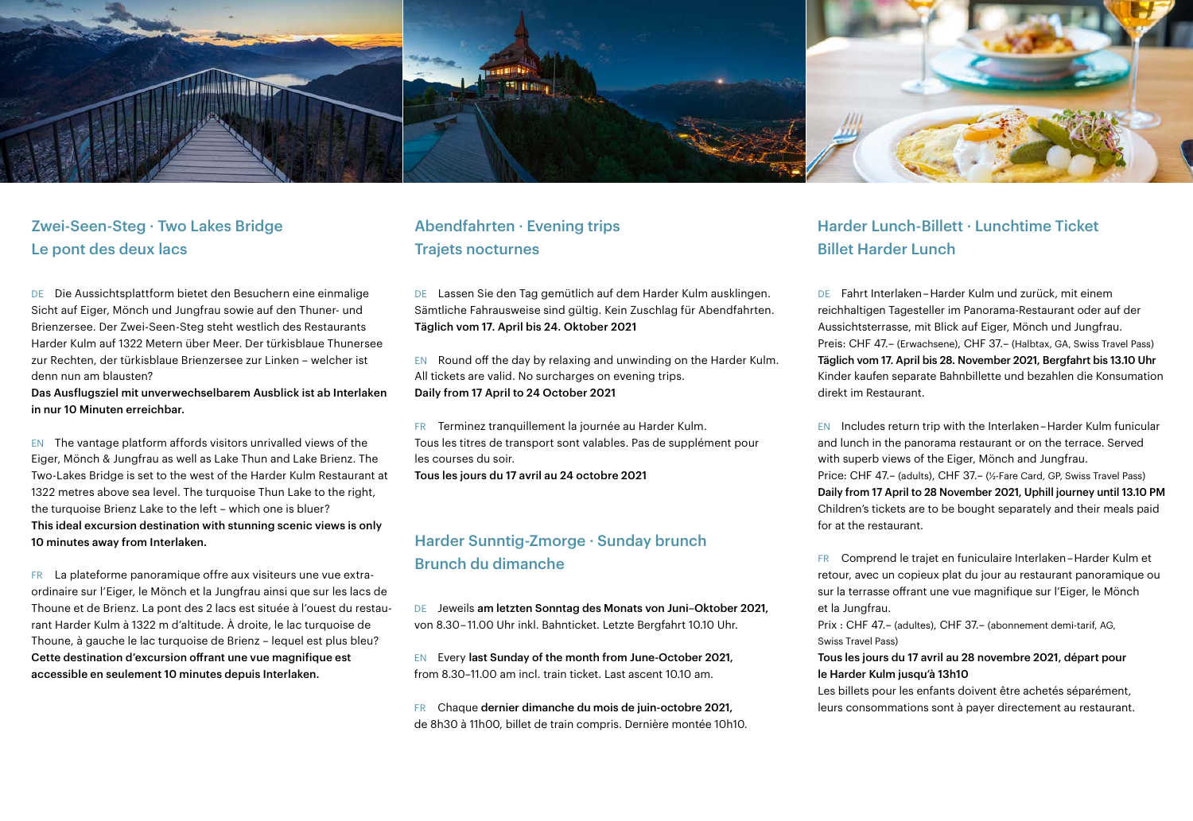## Zwei-Seen-Steg · Two Lakes Bridge
## Le pont des deux lacs

DE Die Aussichtsplattform bietet den Besuchern eine einmalige Sicht auf Eiger, Mönch und Jungfrau sowie auf den Thuner- und Brienzersee. Der Zwei-Seen-Steg steht westlich des Restaurants Harder Kulm auf 1322 Metern über Meer. Der türkisblaue Thunersee zur Rechten, der türkisblaue Brienzersee zur Linken – welcher ist denn nun am blausten?
**Das Ausflugsziel mit unverwechselbarem Ausblick ist ab Interlaken in nur 10 Minuten erreichbar.**

EN The vantage platform affords visitors unrivalled views of the Eiger, Mönch & Jungfrau as well as Lake Thun and Lake Brienz. The Two-Lakes Bridge is set to the west of the Harder Kulm Restaurant at 1322 metres above sea level. The turquoise Thun Lake to the right, the turquoise Brienz Lake to the left – which one is bluer?
**This ideal excursion destination with stunning scenic views is only 10 minutes away from Interlaken.**

FR La plateforme panoramique offre aux visiteurs une vue extraordinaire sur l'Eiger, le Mönch et la Jungfrau ainsi que sur les lacs de Thoune et de Brienz. La pont des 2 lacs est située à l'ouest du restaurant Harder Kulm à 1322 m d'altitude. À droite, le lac turquoise de Thoune, à gauche le lac turquoise de Brienz – lequel est plus bleu?
**Cette destination d'excursion offrant une vue magnifique est accessible en seulement 10 minutes depuis Interlaken.**

## Abendfahrten · Evening trips
## Trajets nocturnes

DE Lassen Sie den Tag gemütlich auf dem Harder Kulm ausklingen. Sämtliche Fahrausweise sind gültig. Kein Zuschlag für Abendfahrten.
**Täglich vom 17. April bis 24. Oktober 2021**

EN Round off the day by relaxing and unwinding on the Harder Kulm. All tickets are valid. No surcharges on evening trips.
**Daily from 17 April to 24 October 2021**

FR Terminez tranquillement la journée au Harder Kulm. Tous les titres de transport sont valables. Pas de supplément pour les courses du soir.
**Tous les jours du 17 avril au 24 octobre 2021**

## Harder Sunntig-Zmorge · Sunday brunch
## Brunch du dimanche

DE Jeweils **am letzten Sonntag des Monats von Juni–Oktober 2021,** von 8.30–11.00 Uhr inkl. Bahnticket. Letzte Bergfahrt 10.10 Uhr.

EN Every **last Sunday of the month from June-October 2021,** from 8.30–11.00 am incl. train ticket. Last ascent 10.10 am.

FR Chaque **dernier dimanche du mois de juin-octobre 2021,** de 8h30 à 11h00, billet de train compris. Dernière montée 10h10.

## Harder Lunch-Billett · Lunchtime Ticket
## Billet Harder Lunch

DE Fahrt Interlaken – Harder Kulm und zurück, mit einem reichhaltigen Tagesteller im Panorama-Restaurant oder auf der Aussichtsterrasse, mit Blick auf Eiger, Mönch und Jungfrau.
Preis: CHF 47.– (Erwachsene), CHF 37.– (Halbtax, GA, Swiss Travel Pass)
**Täglich vom 17. April bis 28. November 2021, Bergfahrt bis 13.10 Uhr**
Kinder kaufen separate Bahnbillette und bezahlen die Konsumation direkt im Restaurant.

EN Includes return trip with the Interlaken – Harder Kulm funicular and lunch in the panorama restaurant or on the terrace. Served with superb views of the Eiger, Mönch and Jungfrau.
Price: CHF 47.– (adults), CHF 37.– (½-Fare Card, GP, Swiss Travel Pass)
**Daily from 17 April to 28 November 2021, Uphill journey until 13.10 PM**
Children's tickets are to be bought separately and their meals paid for at the restaurant.

FR Comprend le trajet en funiculaire Interlaken – Harder Kulm et retour, avec un copieux plat du jour au restaurant panoramique ou sur la terrasse offrant une vue magnifique sur l'Eiger, le Mönch et la Jungfrau.
Prix : CHF 47.– (adultes), CHF 37.– (abonnement demi-tarif, AG, Swiss Travel Pass)
**Tous les jours du 17 avril au 28 novembre 2021, départ pour le Harder Kulm jusqu'à 13h10**
Les billets pour les enfants doivent être achetés séparément, leurs consommations sont à payer directement au restaurant.